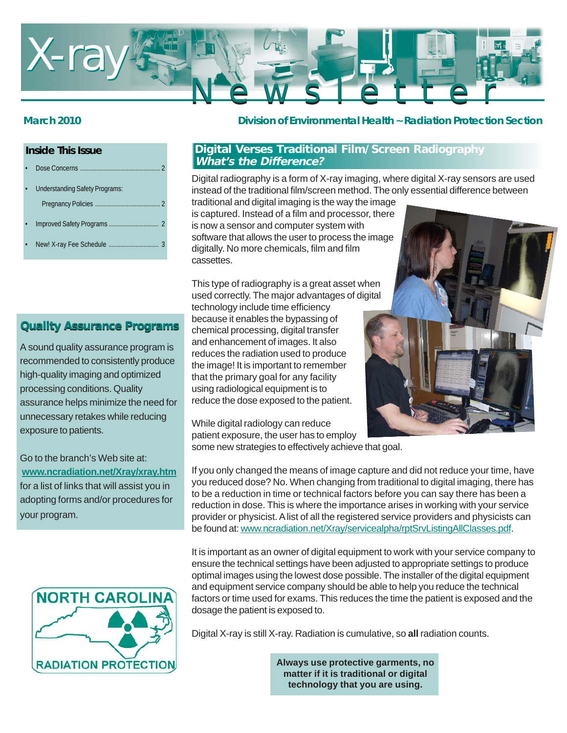# X-ray Newsletter

**March 2010**

**Division of Environmental Health ~ Radiation Protection Section**

## Inside This Issue

- Dose Concerns ..... 2
- Understanding Safety Programs: Pregnancy Policies ..... 2
- Improved Safety Programs ..... 2
- New! X-ray Fee Schedule ..... 3

## Digital Verses Traditional Film/Screen Radiography
### *What's the Difference?*

Digital radiography is a form of X-ray imaging, where digital X-ray sensors are used instead of the traditional film/screen method. The only essential difference between traditional and digital imaging is the way the image is captured. Instead of a film and processor, there is now a sensor and computer system with software that allows the user to process the image digitally. No more chemicals, film and film cassettes.

This type of radiography is a great asset when used correctly. The major advantages of digital technology include time efficiency because it enables the bypassing of chemical processing, digital transfer and enhancement of images. It also reduces the radiation used to produce the image! It is important to remember that the primary goal for any facility using radiological equipment is to reduce the dose exposed to the patient.

While digital radiology can reduce patient exposure, the user has to employ some new strategies to effectively achieve that goal.

If you only changed the means of image capture and did not reduce your time, have you reduced dose? No. When changing from traditional to digital imaging, there has to be a reduction in time or technical factors before you can say there has been a reduction in dose. This is where the importance arises in working with your service provider or physicist. A list of all the registered service providers and physicists can be found at: www.ncradiation.net/Xray/servicealpha/rptSrvListingAllClasses.pdf.

It is important as an owner of digital equipment to work with your service company to ensure the technical settings have been adjusted to appropriate settings to produce optimal images using the lowest dose possible. The installer of the digital equipment and equipment service company should be able to help you reduce the technical factors or time used for exams. This reduces the time the patient is exposed and the dosage the patient is exposed to.

Digital X-ray is still X-ray. Radiation is cumulative, so **all** radiation counts.

**Always use protective garments, no matter if it is traditional or digital technology that you are using.**

## Quality Assurance Programs

A sound quality assurance program is recommended to consistently produce high-quality imaging and optimized processing conditions. Quality assurance helps minimize the need for unnecessary retakes while reducing exposure to patients.

Go to the branch's Web site at: **www.ncradiation.net/Xray/xray.htm** for a list of links that will assist you in adopting forms and/or procedures for your program.

NORTH CAROLINA RADIATION PROTECTION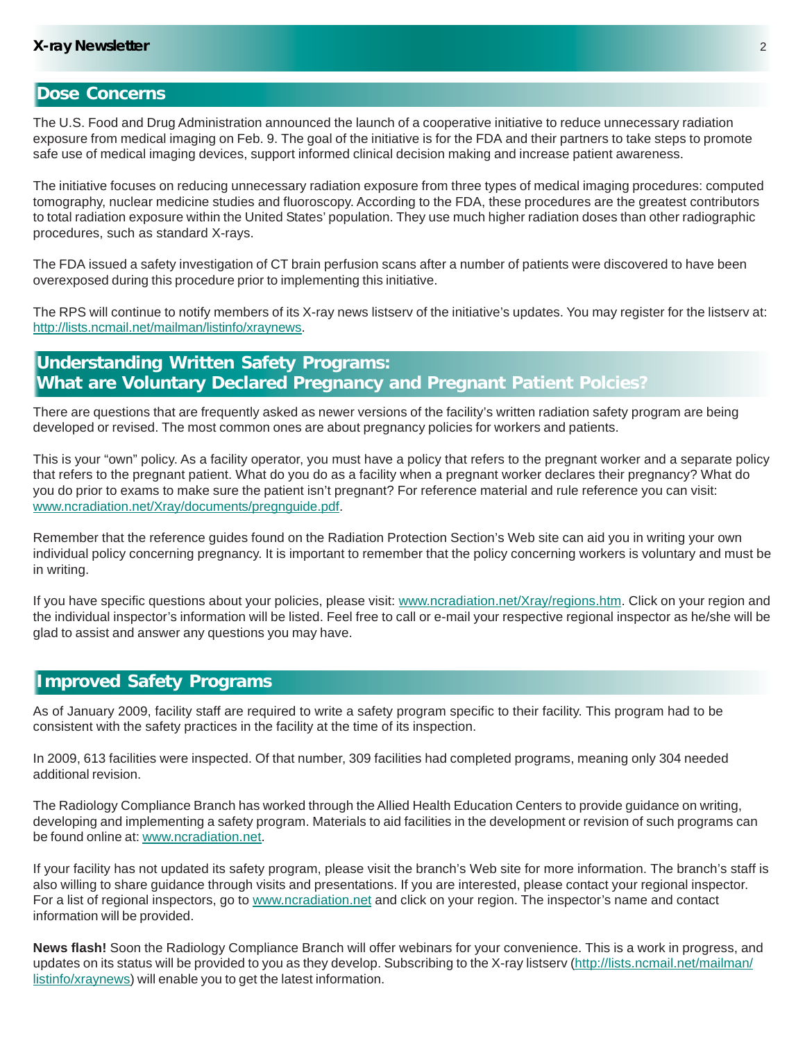## Dose Concerns

The U.S. Food and Drug Administration announced the launch of a cooperative initiative to reduce unnecessary radiation exposure from medical imaging on Feb. 9. The goal of the initiative is for the FDA and their partners to take steps to promote safe use of medical imaging devices, support informed clinical decision making and increase patient awareness.

The initiative focuses on reducing unnecessary radiation exposure from three types of medical imaging procedures: computed tomography, nuclear medicine studies and fluoroscopy. According to the FDA, these procedures are the greatest contributors to total radiation exposure within the United States' population. They use much higher radiation doses than other radiographic procedures, such as standard X-rays.

The FDA issued a safety investigation of CT brain perfusion scans after a number of patients were discovered to have been overexposed during this procedure prior to implementing this initiative.

The RPS will continue to notify members of its X-ray news listserv of the initiative's updates. You may register for the listserv at: [http://lists.ncmail.net/mailman/listinfo/xraynews](http://lists.ncmail.net/mailman/listinfo/xraynews).

## Understanding Written Safety Programs: What are Voluntary Declared Pregnancy and Pregnant Patient Polcies?

There are questions that are frequently asked as newer versions of the facility's written radiation safety program are being developed or revised. The most common ones are about pregnancy policies for workers and patients.

This is your "own" policy. As a facility operator, you must have a policy that refers to the pregnant worker and a separate policy that refers to the pregnant patient. What do you do as a facility when a pregnant worker declares their pregnancy? What do you do prior to exams to make sure the patient isn't pregnant? For reference material and rule reference you can visit: [www.ncradiation.net/Xray/documents/pregnguide.pdf](www.ncradiation.net/Xray/documents/pregnguide.pdf).

Remember that the reference guides found on the Radiation Protection Section's Web site can aid you in writing your own individual policy concerning pregnancy. It is important to remember that the policy concerning workers is voluntary and must be in writing.

If you have specific questions about your policies, please visit: [www.ncradiation.net/Xray/regions.htm](www.ncradiation.net/Xray/regions.htm). Click on your region and the individual inspector's information will be listed. Feel free to call or e-mail your respective regional inspector as he/she will be glad to assist and answer any questions you may have.

## Improved Safety Programs

As of January 2009, facility staff are required to write a safety program specific to their facility. This program had to be consistent with the safety practices in the facility at the time of its inspection.

In 2009, 613 facilities were inspected. Of that number, 309 facilities had completed programs, meaning only 304 needed additional revision.

The Radiology Compliance Branch has worked through the Allied Health Education Centers to provide guidance on writing, developing and implementing a safety program. Materials to aid facilities in the development or revision of such programs can be found online at: [www.ncradiation.net](www.ncradiation.net).

If your facility has not updated its safety program, please visit the branch's Web site for more information. The branch's staff is also willing to share guidance through visits and presentations. If you are interested, please contact your regional inspector. For a list of regional inspectors, go to [www.ncradiation.net](www.ncradiation.net) and click on your region. The inspector's name and contact information will be provided.

**News flash!** Soon the Radiology Compliance Branch will offer webinars for your convenience. This is a work in progress, and updates on its status will be provided to you as they develop. Subscribing to the X-ray listserv ([http://lists.ncmail.net/mailman/listinfo/xraynews](http://lists.ncmail.net/mailman/listinfo/xraynews)) will enable you to get the latest information.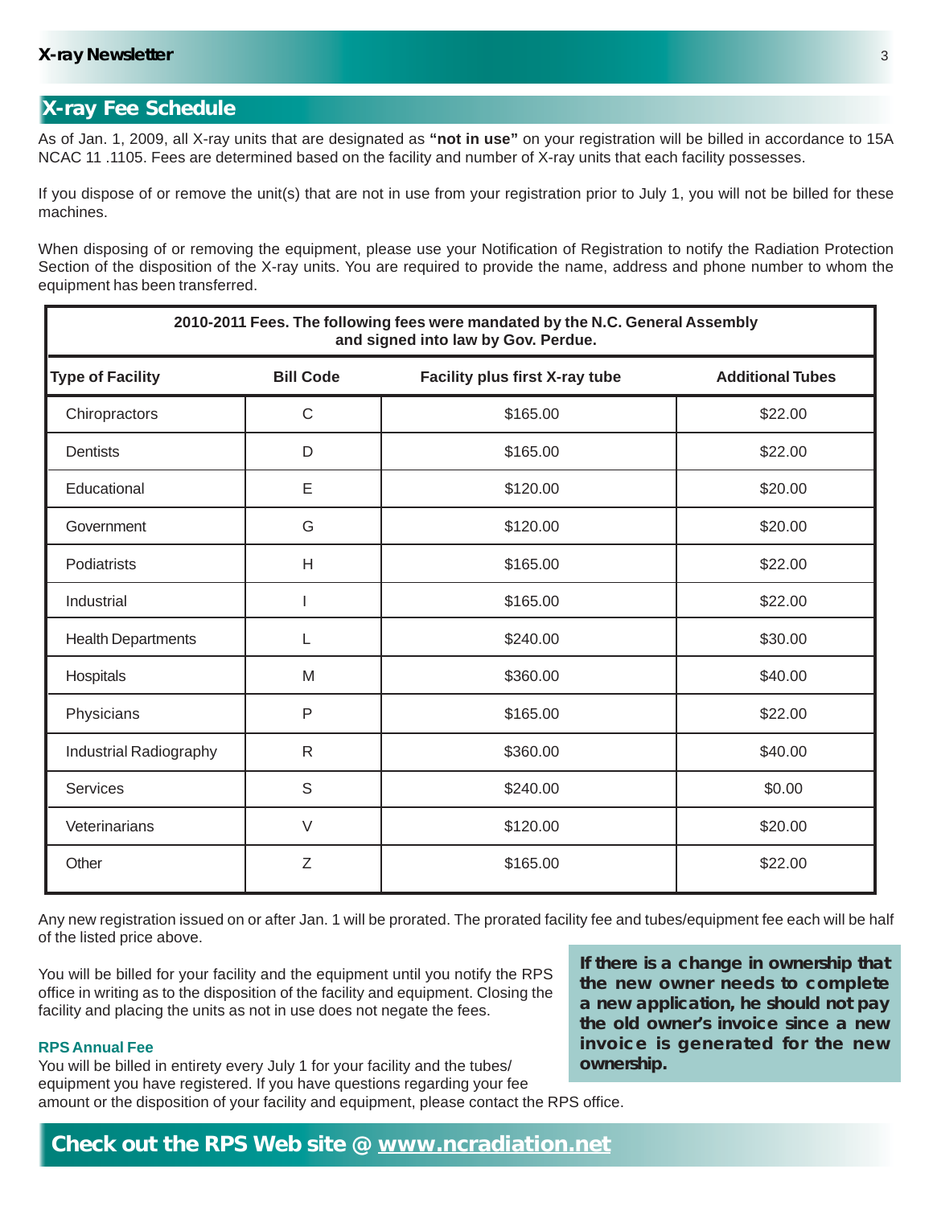## X-ray Fee Schedule

As of Jan. 1, 2009, all X-ray units that are designated as **"not in use"** on your registration will be billed in accordance to 15A NCAC 11 .1105. Fees are determined based on the facility and number of X-ray units that each facility possesses.

If you dispose of or remove the unit(s) that are not in use from your registration prior to July 1, you will not be billed for these machines.

When disposing of or removing the equipment, please use your Notification of Registration to notify the Radiation Protection Section of the disposition of the X-ray units. You are required to provide the name, address and phone number to whom the equipment has been transferred.

**2010-2011 Fees. The following fees were mandated by the N.C. General Assembly and signed into law by Gov. Perdue.**

| Type of Facility | Bill Code | Facility plus first X-ray tube | Additional Tubes |
|---|---|---|---|
| Chiropractors | C | $165.00 | $22.00 |
| Dentists | D | $165.00 | $22.00 |
| Educational | E | $120.00 | $20.00 |
| Government | G | $120.00 | $20.00 |
| Podiatrists | H | $165.00 | $22.00 |
| Industrial | I | $165.00 | $22.00 |
| Health Departments | L | $240.00 | $30.00 |
| Hospitals | M | $360.00 | $40.00 |
| Physicians | P | $165.00 | $22.00 |
| Industrial Radiography | R | $360.00 | $40.00 |
| Services | S | $240.00 | $0.00 |
| Veterinarians | V | $120.00 | $20.00 |
| Other | Z | $165.00 | $22.00 |

Any new registration issued on or after Jan. 1 will be prorated. The prorated facility fee and tubes/equipment fee each will be half of the listed price above.

You will be billed for your facility and the equipment until you notify the RPS office in writing as to the disposition of the facility and equipment. Closing the facility and placing the units as not in use does not negate the fees.

**If there is a change in ownership that the new owner needs to complete a new application, he should not pay the old owner's invoice since a new invoice is generated for the new ownership.**

### RPS Annual Fee

You will be billed in entirety every July 1 for your facility and the tubes/ equipment you have registered. If you have questions regarding your fee amount or the disposition of your facility and equipment, please contact the RPS office.

**Check out the RPS Web site @ www.ncradiation.net**